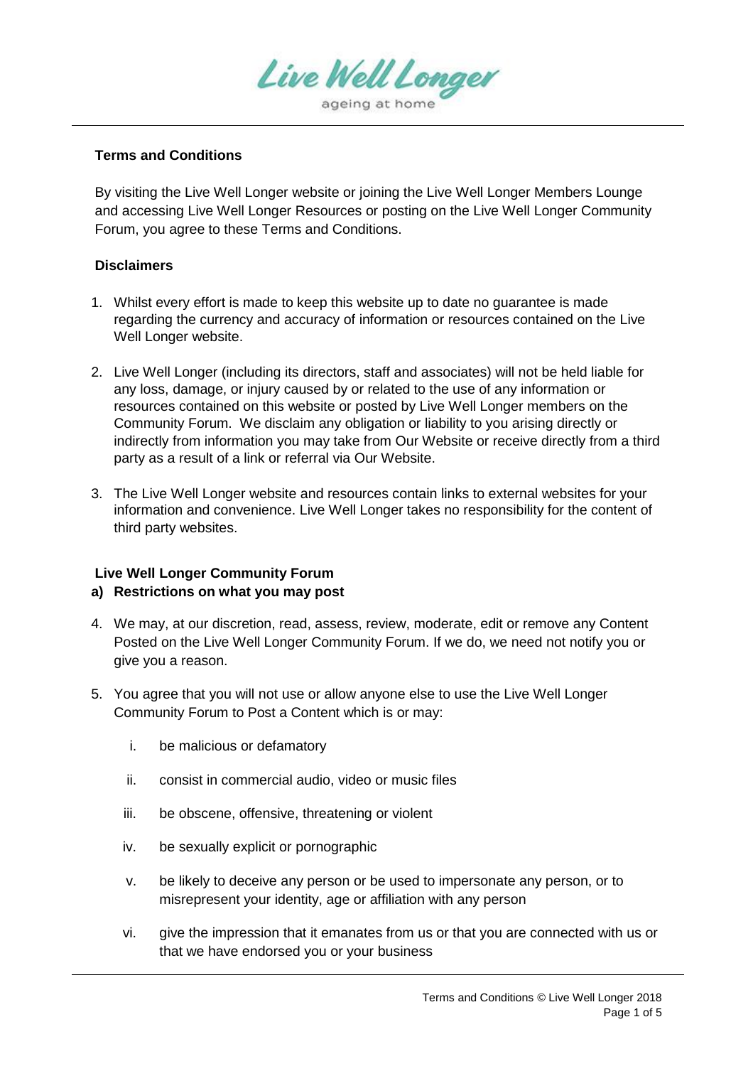Live Well Longer
ageing at home

## Terms and Conditions

By visiting the Live Well Longer website or joining the Live Well Longer Members Lounge and accessing Live Well Longer Resources or posting on the Live Well Longer Community Forum, you agree to these Terms and Conditions.

## Disclaimers

1. Whilst every effort is made to keep this website up to date no guarantee is made regarding the currency and accuracy of information or resources contained on the Live Well Longer website.

2. Live Well Longer (including its directors, staff and associates) will not be held liable for any loss, damage, or injury caused by or related to the use of any information or resources contained on this website or posted by Live Well Longer members on the Community Forum. We disclaim any obligation or liability to you arising directly or indirectly from information you may take from Our Website or receive directly from a third party as a result of a link or referral via Our Website.

3. The Live Well Longer website and resources contain links to external websites for your information and convenience. Live Well Longer takes no responsibility for the content of third party websites.

## Live Well Longer Community Forum

### a) Restrictions on what you may post

4. We may, at our discretion, read, assess, review, moderate, edit or remove any Content Posted on the Live Well Longer Community Forum. If we do, we need not notify you or give you a reason.

5. You agree that you will not use or allow anyone else to use the Live Well Longer Community Forum to Post a Content which is or may:

   i. be malicious or defamatory

   ii. consist in commercial audio, video or music files

   iii. be obscene, offensive, threatening or violent

   iv. be sexually explicit or pornographic

   v. be likely to deceive any person or be used to impersonate any person, or to misrepresent your identity, age or affiliation with any person

   vi. give the impression that it emanates from us or that you are connected with us or that we have endorsed you or your business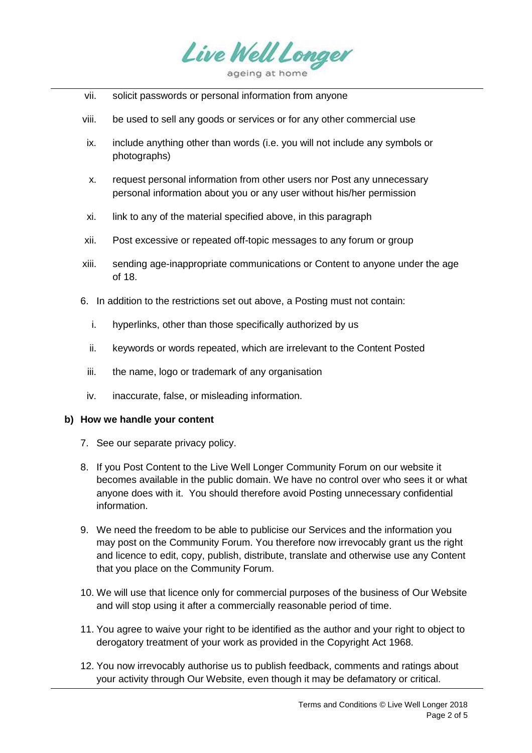vii. solicit passwords or personal information from anyone

viii. be used to sell any goods or services or for any other commercial use

ix. include anything other than words (i.e. you will not include any symbols or photographs)

x. request personal information from other users nor Post any unnecessary personal information about you or any user without his/her permission

xi. link to any of the material specified above, in this paragraph

xii. Post excessive or repeated off-topic messages to any forum or group

xiii. sending age-inappropriate communications or Content to anyone under the age of 18.

6. In addition to the restrictions set out above, a Posting must not contain:

   i. hyperlinks, other than those specifically authorized by us

   ii. keywords or words repeated, which are irrelevant to the Content Posted

   iii. the name, logo or trademark of any organisation

   iv. inaccurate, false, or misleading information.

**b) How we handle your content**

7. See our separate privacy policy.

8. If you Post Content to the Live Well Longer Community Forum on our website it becomes available in the public domain. We have no control over who sees it or what anyone does with it. You should therefore avoid Posting unnecessary confidential information.

9. We need the freedom to be able to publicise our Services and the information you may post on the Community Forum. You therefore now irrevocably grant us the right and licence to edit, copy, publish, distribute, translate and otherwise use any Content that you place on the Community Forum.

10. We will use that licence only for commercial purposes of the business of Our Website and will stop using it after a commercially reasonable period of time.

11. You agree to waive your right to be identified as the author and your right to object to derogatory treatment of your work as provided in the Copyright Act 1968.

12. You now irrevocably authorise us to publish feedback, comments and ratings about your activity through Our Website, even though it may be defamatory or critical.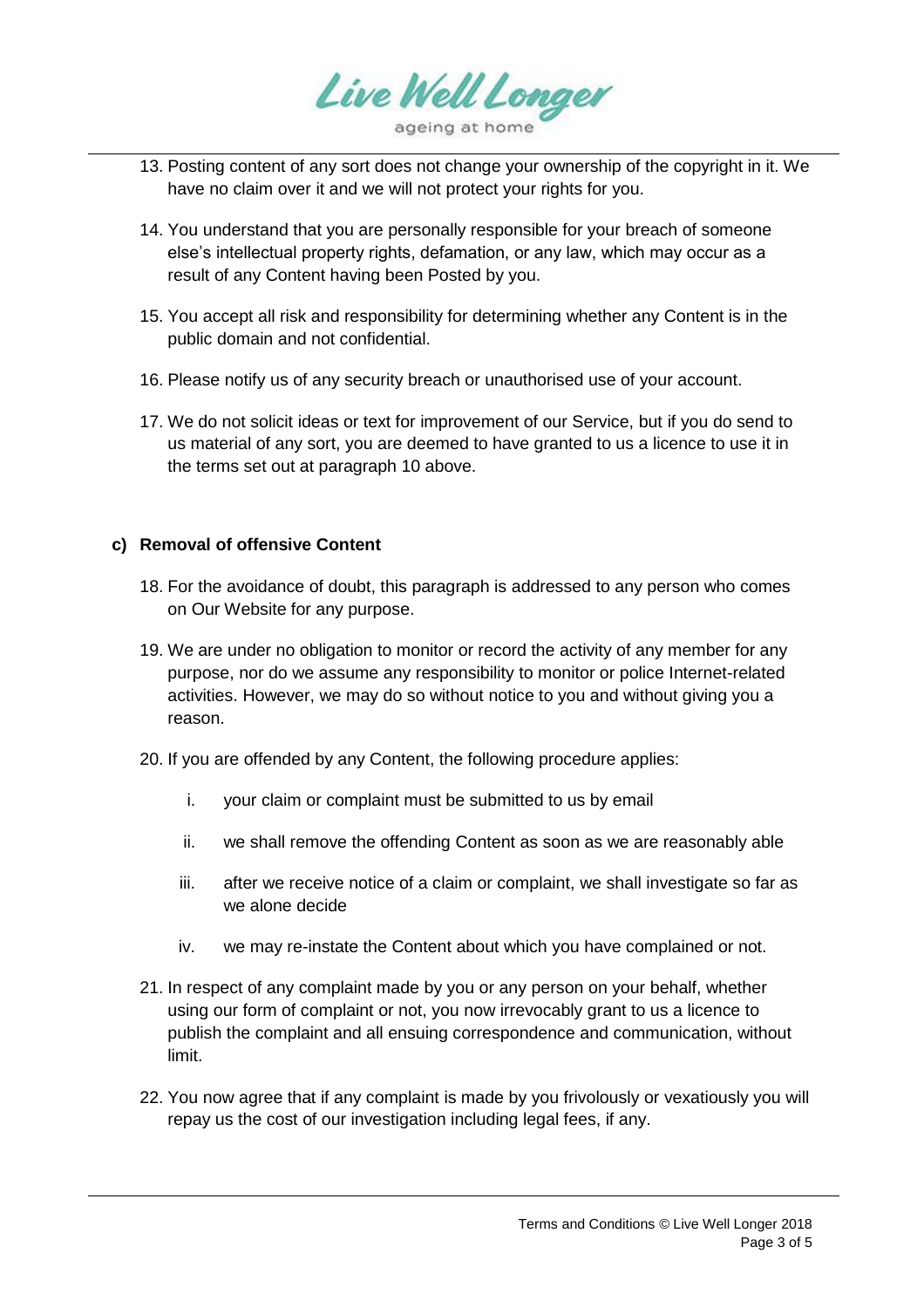13. Posting content of any sort does not change your ownership of the copyright in it. We have no claim over it and we will not protect your rights for you.

14. You understand that you are personally responsible for your breach of someone else's intellectual property rights, defamation, or any law, which may occur as a result of any Content having been Posted by you.

15. You accept all risk and responsibility for determining whether any Content is in the public domain and not confidential.

16. Please notify us of any security breach or unauthorised use of your account.

17. We do not solicit ideas or text for improvement of our Service, but if you do send to us material of any sort, you are deemed to have granted to us a licence to use it in the terms set out at paragraph 10 above.

**c) Removal of offensive Content**

18. For the avoidance of doubt, this paragraph is addressed to any person who comes on Our Website for any purpose.

19. We are under no obligation to monitor or record the activity of any member for any purpose, nor do we assume any responsibility to monitor or police Internet-related activities. However, we may do so without notice to you and without giving you a reason.

20. If you are offended by any Content, the following procedure applies:

    i. your claim or complaint must be submitted to us by email

    ii. we shall remove the offending Content as soon as we are reasonably able

    iii. after we receive notice of a claim or complaint, we shall investigate so far as we alone decide

    iv. we may re-instate the Content about which you have complained or not.

21. In respect of any complaint made by you or any person on your behalf, whether using our form of complaint or not, you now irrevocably grant to us a licence to publish the complaint and all ensuing correspondence and communication, without limit.

22. You now agree that if any complaint is made by you frivolously or vexatiously you will repay us the cost of our investigation including legal fees, if any.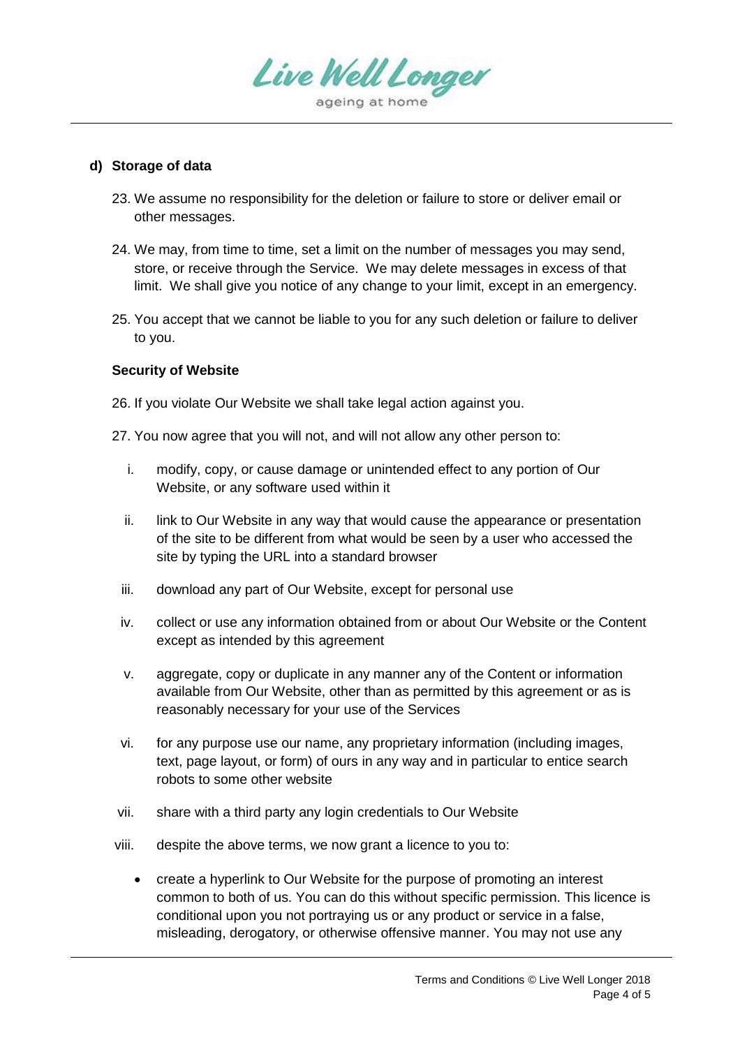#### d) Storage of data

23. We assume no responsibility for the deletion or failure to store or deliver email or other messages.

24. We may, from time to time, set a limit on the number of messages you may send, store, or receive through the Service. We may delete messages in excess of that limit. We shall give you notice of any change to your limit, except in an emergency.

25. You accept that we cannot be liable to you for any such deletion or failure to deliver to you.

**Security of Website**

26. If you violate Our Website we shall take legal action against you.

27. You now agree that you will not, and will not allow any other person to:

   i. modify, copy, or cause damage or unintended effect to any portion of Our Website, or any software used within it

   ii. link to Our Website in any way that would cause the appearance or presentation of the site to be different from what would be seen by a user who accessed the site by typing the URL into a standard browser

   iii. download any part of Our Website, except for personal use

   iv. collect or use any information obtained from or about Our Website or the Content except as intended by this agreement

   v. aggregate, copy or duplicate in any manner any of the Content or information available from Our Website, other than as permitted by this agreement or as is reasonably necessary for your use of the Services

   vi. for any purpose use our name, any proprietary information (including images, text, page layout, or form) of ours in any way and in particular to entice search robots to some other website

   vii. share with a third party any login credentials to Our Website

   viii. despite the above terms, we now grant a licence to you to:

      - create a hyperlink to Our Website for the purpose of promoting an interest common to both of us. You can do this without specific permission. This licence is conditional upon you not portraying us or any product or service in a false, misleading, derogatory, or otherwise offensive manner. You may not use any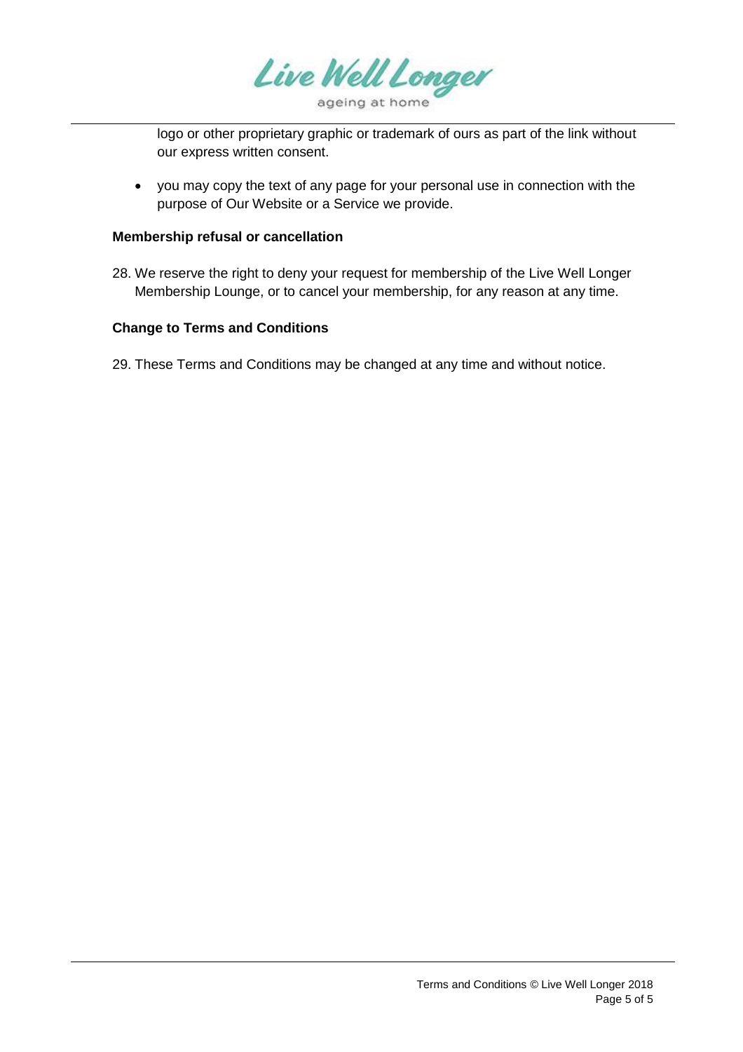logo or other proprietary graphic or trademark of ours as part of the link without our express written consent.

- you may copy the text of any page for your personal use in connection with the purpose of Our Website or a Service we provide.

**Membership refusal or cancellation**

28. We reserve the right to deny your request for membership of the Live Well Longer Membership Lounge, or to cancel your membership, for any reason at any time.

**Change to Terms and Conditions**

29. These Terms and Conditions may be changed at any time and without notice.